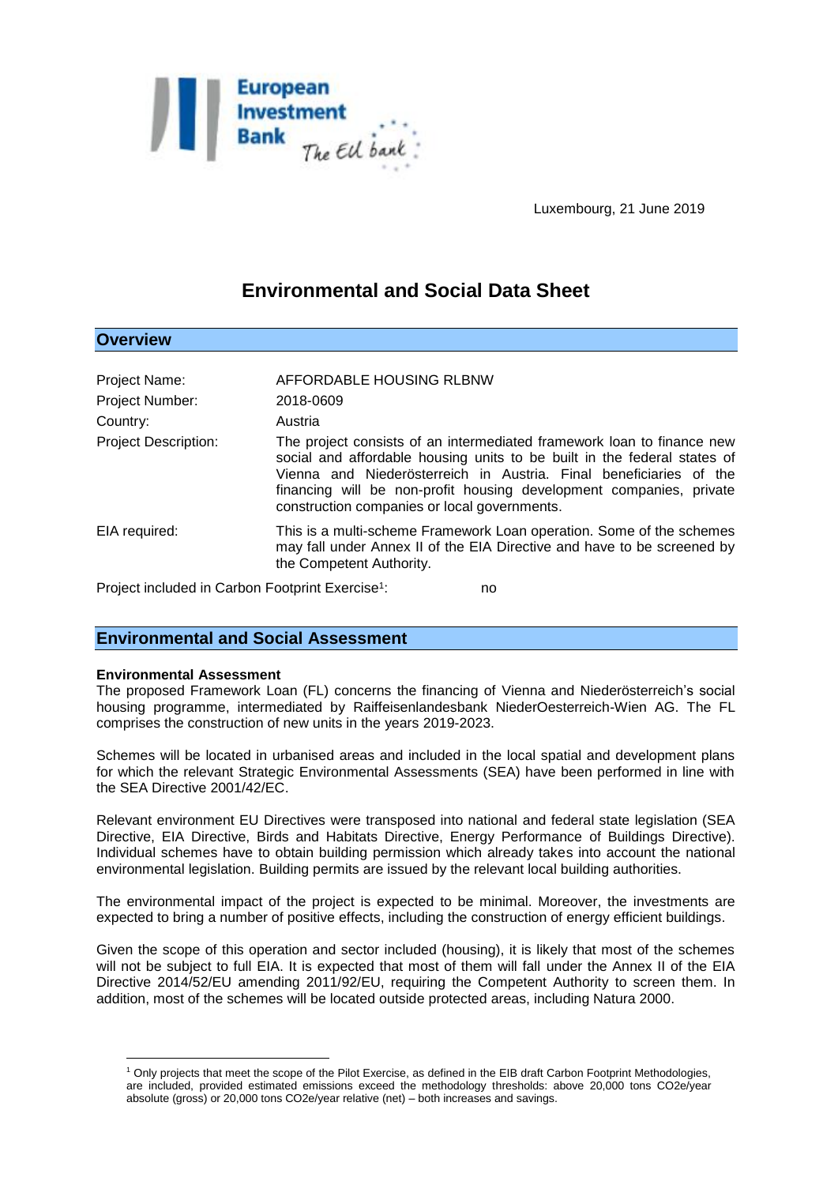Luxembourg, 21 June 2019

# Environmental and Social Data Sheet

## Overview

| | |
|---|---|
| Project Name: | AFFORDABLE HOUSING RLBNW |
| Project Number: | 2018-0609 |
| Country: | Austria |
| Project Description: | The project consists of an intermediated framework loan to finance new social and affordable housing units to be built in the federal states of Vienna and Niederösterreich in Austria. Final beneficiaries of the financing will be non-profit housing development companies, private construction companies or local governments. |
| EIA required: | This is a multi-scheme Framework Loan operation. Some of the schemes may fall under Annex II of the EIA Directive and have to be screened by the Competent Authority. |

Project included in Carbon Footprint Exercise[1]: no

## Environmental and Social Assessment

**Environmental Assessment**

The proposed Framework Loan (FL) concerns the financing of Vienna and Niederösterreich's social housing programme, intermediated by Raiffeisenlandesbank NiederOesterreich-Wien AG. The FL comprises the construction of new units in the years 2019-2023.

Schemes will be located in urbanised areas and included in the local spatial and development plans for which the relevant Strategic Environmental Assessments (SEA) have been performed in line with the SEA Directive 2001/42/EC.

Relevant environment EU Directives were transposed into national and federal state legislation (SEA Directive, EIA Directive, Birds and Habitats Directive, Energy Performance of Buildings Directive). Individual schemes have to obtain building permission which already takes into account the national environmental legislation. Building permits are issued by the relevant local building authorities.

The environmental impact of the project is expected to be minimal. Moreover, the investments are expected to bring a number of positive effects, including the construction of energy efficient buildings.

Given the scope of this operation and sector included (housing), it is likely that most of the schemes will not be subject to full EIA. It is expected that most of them will fall under the Annex II of the EIA Directive 2014/52/EU amending 2011/92/EU, requiring the Competent Authority to screen them. In addition, most of the schemes will be located outside protected areas, including Natura 2000.

[1] Only projects that meet the scope of the Pilot Exercise, as defined in the EIB draft Carbon Footprint Methodologies, are included, provided estimated emissions exceed the methodology thresholds: above 20,000 tons CO2e/year absolute (gross) or 20,000 tons CO2e/year relative (net) – both increases and savings.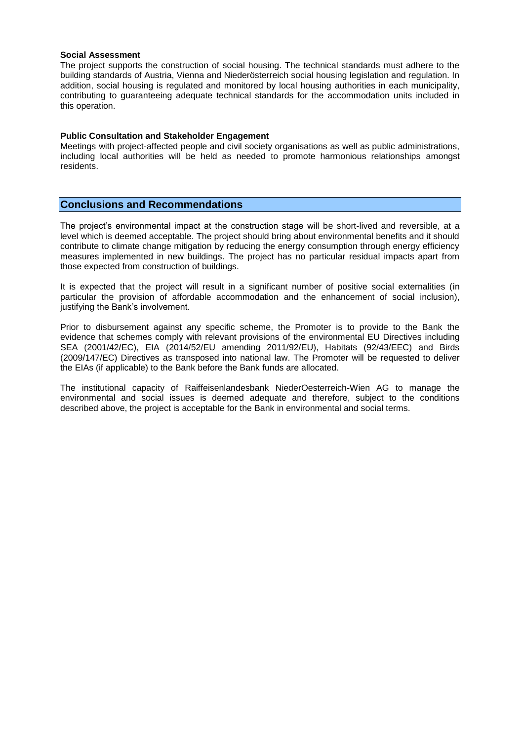**Social Assessment**

The project supports the construction of social housing. The technical standards must adhere to the building standards of Austria, Vienna and Niederösterreich social housing legislation and regulation. In addition, social housing is regulated and monitored by local housing authorities in each municipality, contributing to guaranteeing adequate technical standards for the accommodation units included in this operation.

**Public Consultation and Stakeholder Engagement**

Meetings with project-affected people and civil society organisations as well as public administrations, including local authorities will be held as needed to promote harmonious relationships amongst residents.

## Conclusions and Recommendations

The project's environmental impact at the construction stage will be short-lived and reversible, at a level which is deemed acceptable. The project should bring about environmental benefits and it should contribute to climate change mitigation by reducing the energy consumption through energy efficiency measures implemented in new buildings. The project has no particular residual impacts apart from those expected from construction of buildings.

It is expected that the project will result in a significant number of positive social externalities (in particular the provision of affordable accommodation and the enhancement of social inclusion), justifying the Bank's involvement.

Prior to disbursement against any specific scheme, the Promoter is to provide to the Bank the evidence that schemes comply with relevant provisions of the environmental EU Directives including SEA (2001/42/EC), EIA (2014/52/EU amending 2011/92/EU), Habitats (92/43/EEC) and Birds (2009/147/EC) Directives as transposed into national law. The Promoter will be requested to deliver the EIAs (if applicable) to the Bank before the Bank funds are allocated.

The institutional capacity of Raiffeisenlandesbank NiederOesterreich-Wien AG to manage the environmental and social issues is deemed adequate and therefore, subject to the conditions described above, the project is acceptable for the Bank in environmental and social terms.